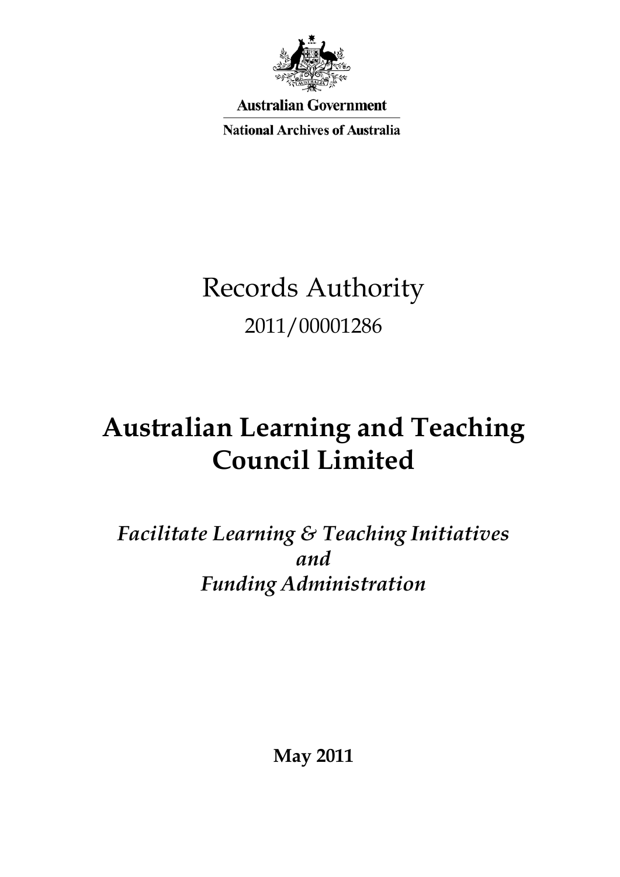**Australian Government**

**National Archives of Australia**

# Records Authority

2011/00001286

# Australian Learning and Teaching Council Limited

*Facilitate Learning & Teaching Initiatives*
*and*
*Funding Administration*

**May 2011**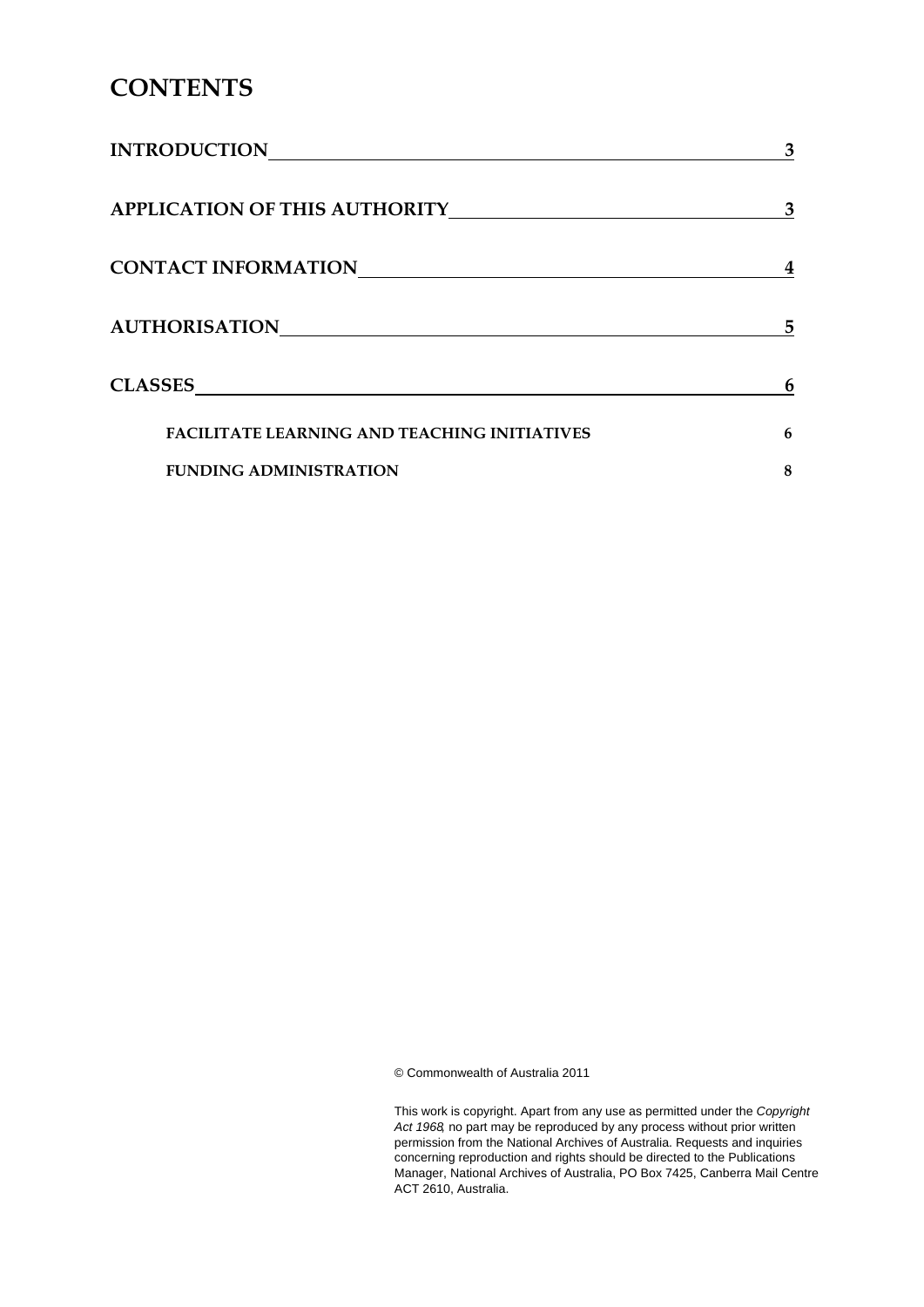# CONTENTS

| | |
|---|---|
| **INTRODUCTION** | **3** |
| **APPLICATION OF THIS AUTHORITY** | **3** |
| **CONTACT INFORMATION** | **4** |
| **AUTHORISATION** | **5** |
| **CLASSES** | **6** |
| **FACILITATE LEARNING AND TEACHING INITIATIVES** | **6** |
| **FUNDING ADMINISTRATION** | **8** |

© Commonwealth of Australia 2011

This work is copyright. Apart from any use as permitted under the *Copyright Act 1968*, no part may be reproduced by any process without prior written permission from the National Archives of Australia. Requests and inquiries concerning reproduction and rights should be directed to the Publications Manager, National Archives of Australia, PO Box 7425, Canberra Mail Centre ACT 2610, Australia.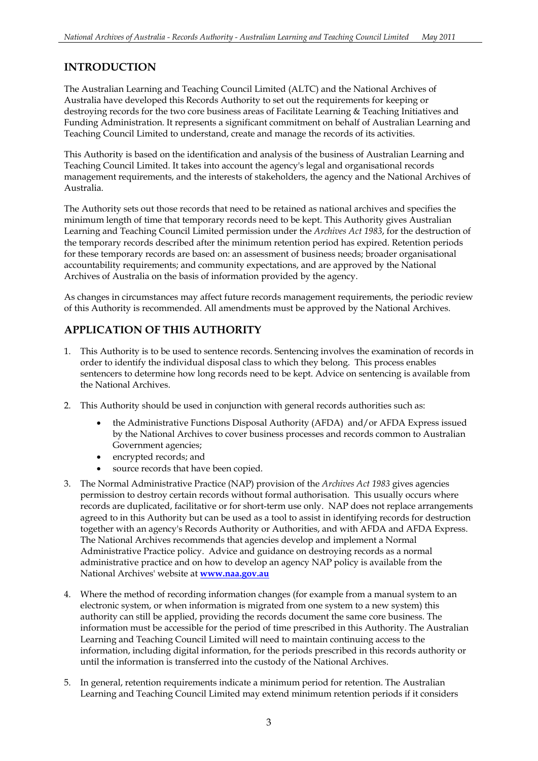## INTRODUCTION

The Australian Learning and Teaching Council Limited (ALTC) and the National Archives of Australia have developed this Records Authority to set out the requirements for keeping or destroying records for the two core business areas of Facilitate Learning & Teaching Initiatives and Funding Administration. It represents a significant commitment on behalf of Australian Learning and Teaching Council Limited to understand, create and manage the records of its activities.

This Authority is based on the identification and analysis of the business of Australian Learning and Teaching Council Limited. It takes into account the agency's legal and organisational records management requirements, and the interests of stakeholders, the agency and the National Archives of Australia.

The Authority sets out those records that need to be retained as national archives and specifies the minimum length of time that temporary records need to be kept. This Authority gives Australian Learning and Teaching Council Limited permission under the *Archives Act 1983*, for the destruction of the temporary records described after the minimum retention period has expired. Retention periods for these temporary records are based on: an assessment of business needs; broader organisational accountability requirements; and community expectations, and are approved by the National Archives of Australia on the basis of information provided by the agency.

As changes in circumstances may affect future records management requirements, the periodic review of this Authority is recommended. All amendments must be approved by the National Archives.

## APPLICATION OF THIS AUTHORITY

1. This Authority is to be used to sentence records. Sentencing involves the examination of records in order to identify the individual disposal class to which they belong. This process enables sentencers to determine how long records need to be kept. Advice on sentencing is available from the National Archives.

2. This Authority should be used in conjunction with general records authorities such as:
   - the Administrative Functions Disposal Authority (AFDA) and/or AFDA Express issued by the National Archives to cover business processes and records common to Australian Government agencies;
   - encrypted records; and
   - source records that have been copied.

3. The Normal Administrative Practice (NAP) provision of the *Archives Act 1983* gives agencies permission to destroy certain records without formal authorisation. This usually occurs where records are duplicated, facilitative or for short-term use only. NAP does not replace arrangements agreed to in this Authority but can be used as a tool to assist in identifying records for destruction together with an agency's Records Authority or Authorities, and with AFDA and AFDA Express. The National Archives recommends that agencies develop and implement a Normal Administrative Practice policy. Advice and guidance on destroying records as a normal administrative practice and on how to develop an agency NAP policy is available from the National Archives' website at **[www.naa.gov.au](http://www.naa.gov.au)**

4. Where the method of recording information changes (for example from a manual system to an electronic system, or when information is migrated from one system to a new system) this authority can still be applied, providing the records document the same core business. The information must be accessible for the period of time prescribed in this Authority. The Australian Learning and Teaching Council Limited will need to maintain continuing access to the information, including digital information, for the periods prescribed in this records authority or until the information is transferred into the custody of the National Archives.

5. In general, retention requirements indicate a minimum period for retention. The Australian Learning and Teaching Council Limited may extend minimum retention periods if it considers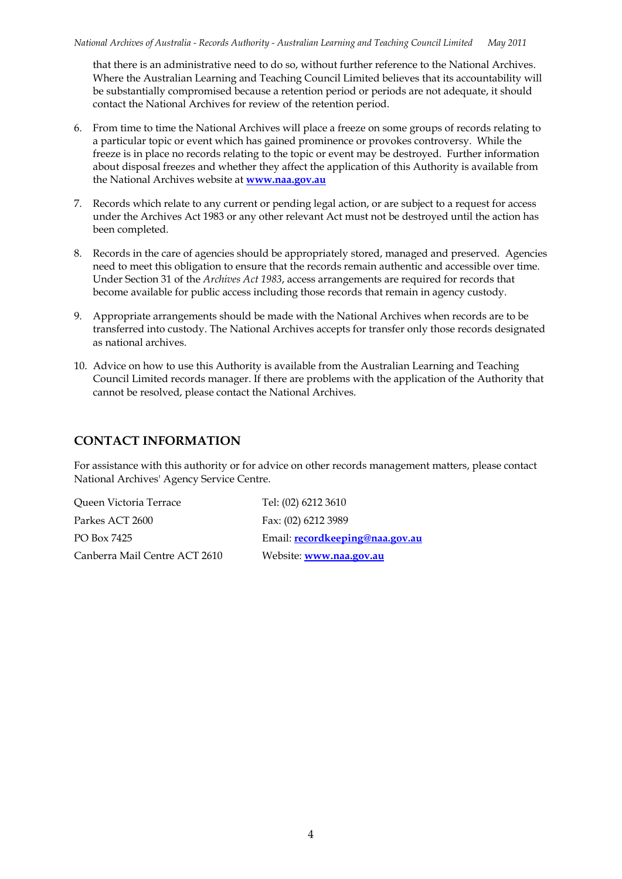that there is an administrative need to do so, without further reference to the National Archives. Where the Australian Learning and Teaching Council Limited believes that its accountability will be substantially compromised because a retention period or periods are not adequate, it should contact the National Archives for review of the retention period.

6. From time to time the National Archives will place a freeze on some groups of records relating to a particular topic or event which has gained prominence or provokes controversy. While the freeze is in place no records relating to the topic or event may be destroyed. Further information about disposal freezes and whether they affect the application of this Authority is available from the National Archives website at **www.naa.gov.au**

7. Records which relate to any current or pending legal action, or are subject to a request for access under the Archives Act 1983 or any other relevant Act must not be destroyed until the action has been completed.

8. Records in the care of agencies should be appropriately stored, managed and preserved. Agencies need to meet this obligation to ensure that the records remain authentic and accessible over time. Under Section 31 of the *Archives Act 1983*, access arrangements are required for records that become available for public access including those records that remain in agency custody.

9. Appropriate arrangements should be made with the National Archives when records are to be transferred into custody. The National Archives accepts for transfer only those records designated as national archives.

10. Advice on how to use this Authority is available from the Australian Learning and Teaching Council Limited records manager. If there are problems with the application of the Authority that cannot be resolved, please contact the National Archives.

## CONTACT INFORMATION

For assistance with this authority or for advice on other records management matters, please contact National Archives' Agency Service Centre.

| | |
|---|---|
| Queen Victoria Terrace | Tel: (02) 6212 3610 |
| Parkes ACT 2600 | Fax: (02) 6212 3989 |
| PO Box 7425 | Email: **recordkeeping@naa.gov.au** |
| Canberra Mail Centre ACT 2610 | Website: **www.naa.gov.au** |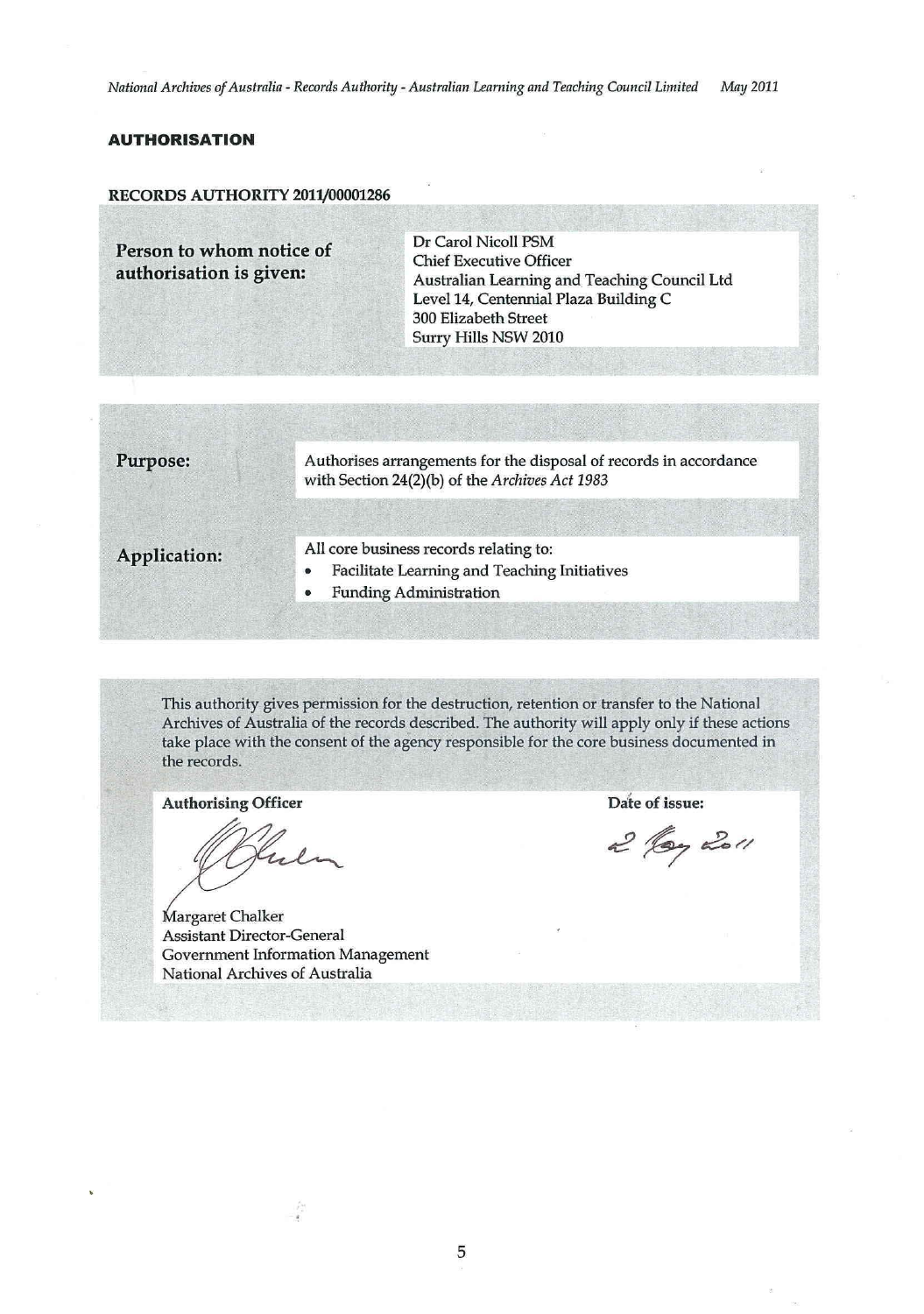## AUTHORISATION

### RECORDS AUTHORITY 2011/00001286

| | |
|---|---|
| **Person to whom notice of authorisation is given:** | Dr Carol Nicoll PSM<br>Chief Executive Officer<br>Australian Learning and Teaching Council Ltd<br>Level 14, Centennial Plaza Building C<br>300 Elizabeth Street<br>Surry Hills NSW 2010 |

| | |
|---|---|
| **Purpose:** | Authorises arrangements for the disposal of records in accordance with Section 24(2)(b) of the *Archives Act 1983* |
| **Application:** | All core business records relating to:<br>• Facilitate Learning and Teaching Initiatives<br>• Funding Administration |

This authority gives permission for the destruction, retention or transfer to the National Archives of Australia of the records described. The authority will apply only if these actions take place with the consent of the agency responsible for the core business documented in the records.

**Authorising Officer**

Margaret Chalker
Assistant Director-General
Government Information Management
National Archives of Australia

**Date of issue:**

2 May 2011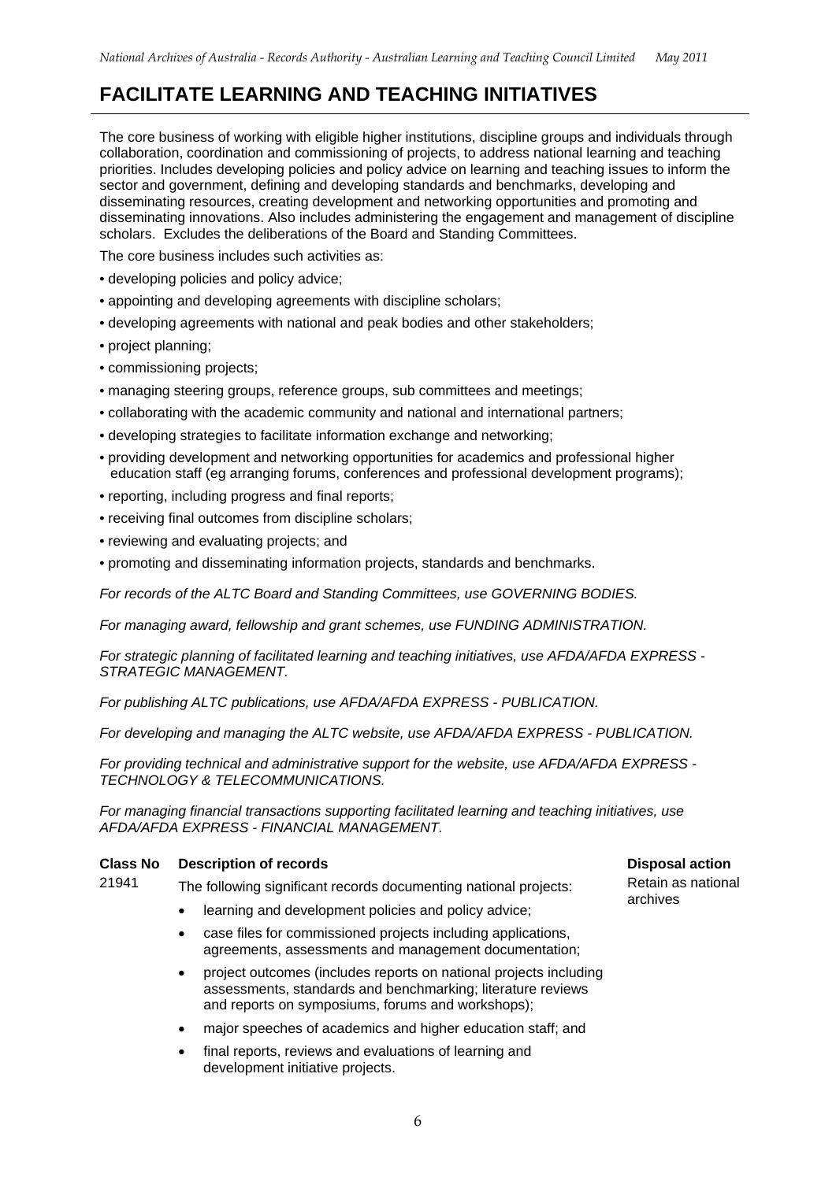# FACILITATE LEARNING AND TEACHING INITIATIVES

The core business of working with eligible higher institutions, discipline groups and individuals through collaboration, coordination and commissioning of projects, to address national learning and teaching priorities. Includes developing policies and policy advice on learning and teaching issues to inform the sector and government, defining and developing standards and benchmarks, developing and disseminating resources, creating development and networking opportunities and promoting and disseminating innovations. Also includes administering the engagement and management of discipline scholars. Excludes the deliberations of the Board and Standing Committees.

The core business includes such activities as:

- developing policies and policy advice;
- appointing and developing agreements with discipline scholars;
- developing agreements with national and peak bodies and other stakeholders;
- project planning;
- commissioning projects;
- managing steering groups, reference groups, sub committees and meetings;
- collaborating with the academic community and national and international partners;
- developing strategies to facilitate information exchange and networking;
- providing development and networking opportunities for academics and professional higher education staff (eg arranging forums, conferences and professional development programs);
- reporting, including progress and final reports;
- receiving final outcomes from discipline scholars;
- reviewing and evaluating projects; and
- promoting and disseminating information projects, standards and benchmarks.

*For records of the ALTC Board and Standing Committees, use GOVERNING BODIES.*

*For managing award, fellowship and grant schemes, use FUNDING ADMINISTRATION.*

*For strategic planning of facilitated learning and teaching initiatives, use AFDA/AFDA EXPRESS - STRATEGIC MANAGEMENT.*

*For publishing ALTC publications, use AFDA/AFDA EXPRESS - PUBLICATION.*

*For developing and managing the ALTC website, use AFDA/AFDA EXPRESS - PUBLICATION.*

*For providing technical and administrative support for the website, use AFDA/AFDA EXPRESS - TECHNOLOGY & TELECOMMUNICATIONS.*

*For managing financial transactions supporting facilitated learning and teaching initiatives, use AFDA/AFDA EXPRESS - FINANCIAL MANAGEMENT.*

| Class No | Description of records | Disposal action |
|---|---|---|
| 21941 | The following significant records documenting national projects:<br>• learning and development policies and policy advice;<br>• case files for commissioned projects including applications, agreements, assessments and management documentation;<br>• project outcomes (includes reports on national projects including assessments, standards and benchmarking; literature reviews and reports on symposiums, forums and workshops);<br>• major speeches of academics and higher education staff; and<br>• final reports, reviews and evaluations of learning and development initiative projects. | Retain as national archives |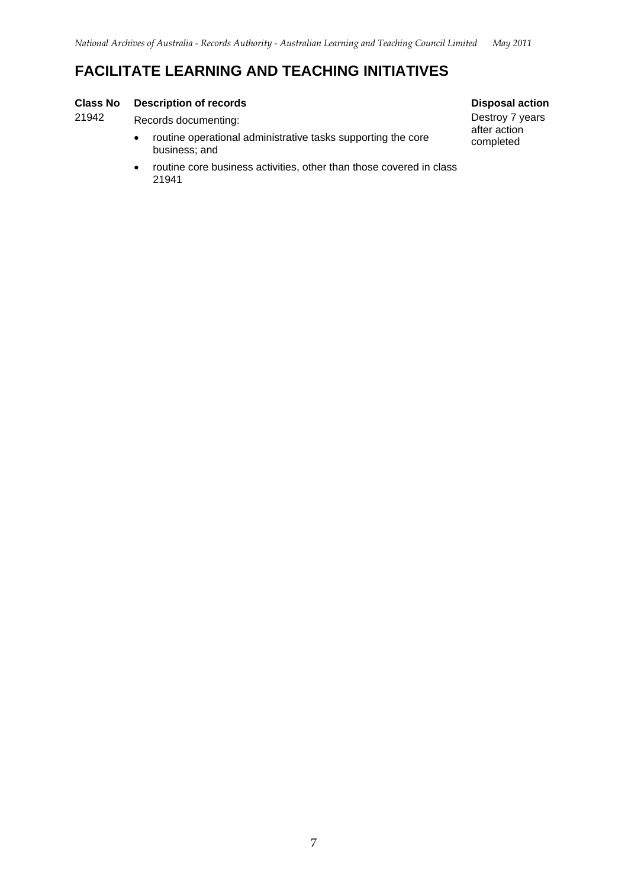## FACILITATE LEARNING AND TEACHING INITIATIVES

| Class No | Description of records | Disposal action |
| --- | --- | --- |
| 21942 | Records documenting:<br>• routine operational administrative tasks supporting the core business; and<br>• routine core business activities, other than those covered in class 21941 | Destroy 7 years after action completed |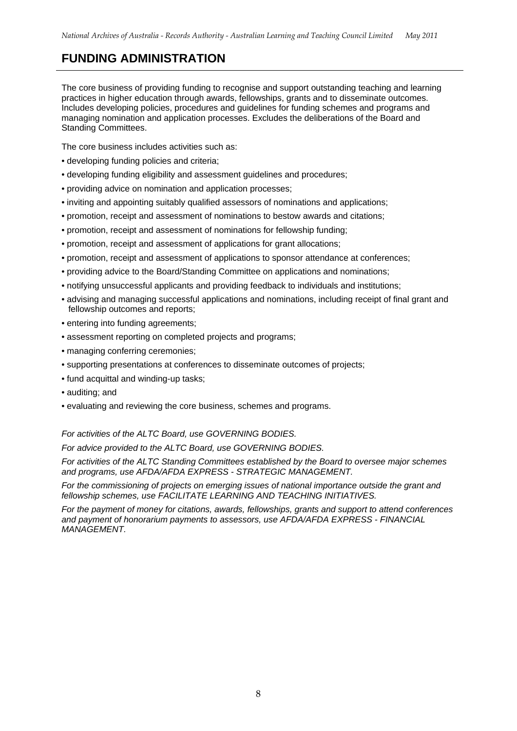# FUNDING ADMINISTRATION

The core business of providing funding to recognise and support outstanding teaching and learning practices in higher education through awards, fellowships, grants and to disseminate outcomes. Includes developing policies, procedures and guidelines for funding schemes and programs and managing nomination and application processes. Excludes the deliberations of the Board and Standing Committees.

The core business includes activities such as:

- developing funding policies and criteria;
- developing funding eligibility and assessment guidelines and procedures;
- providing advice on nomination and application processes;
- inviting and appointing suitably qualified assessors of nominations and applications;
- promotion, receipt and assessment of nominations to bestow awards and citations;
- promotion, receipt and assessment of nominations for fellowship funding;
- promotion, receipt and assessment of applications for grant allocations;
- promotion, receipt and assessment of applications to sponsor attendance at conferences;
- providing advice to the Board/Standing Committee on applications and nominations;
- notifying unsuccessful applicants and providing feedback to individuals and institutions;
- advising and managing successful applications and nominations, including receipt of final grant and fellowship outcomes and reports;
- entering into funding agreements;
- assessment reporting on completed projects and programs;
- managing conferring ceremonies;
- supporting presentations at conferences to disseminate outcomes of projects;
- fund acquittal and winding-up tasks;
- auditing; and
- evaluating and reviewing the core business, schemes and programs.

*For activities of the ALTC Board, use GOVERNING BODIES.*

*For advice provided to the ALTC Board, use GOVERNING BODIES.*

*For activities of the ALTC Standing Committees established by the Board to oversee major schemes and programs, use AFDA/AFDA EXPRESS - STRATEGIC MANAGEMENT.*

*For the commissioning of projects on emerging issues of national importance outside the grant and fellowship schemes, use FACILITATE LEARNING AND TEACHING INITIATIVES.*

*For the payment of money for citations, awards, fellowships, grants and support to attend conferences and payment of honorarium payments to assessors, use AFDA/AFDA EXPRESS - FINANCIAL MANAGEMENT.*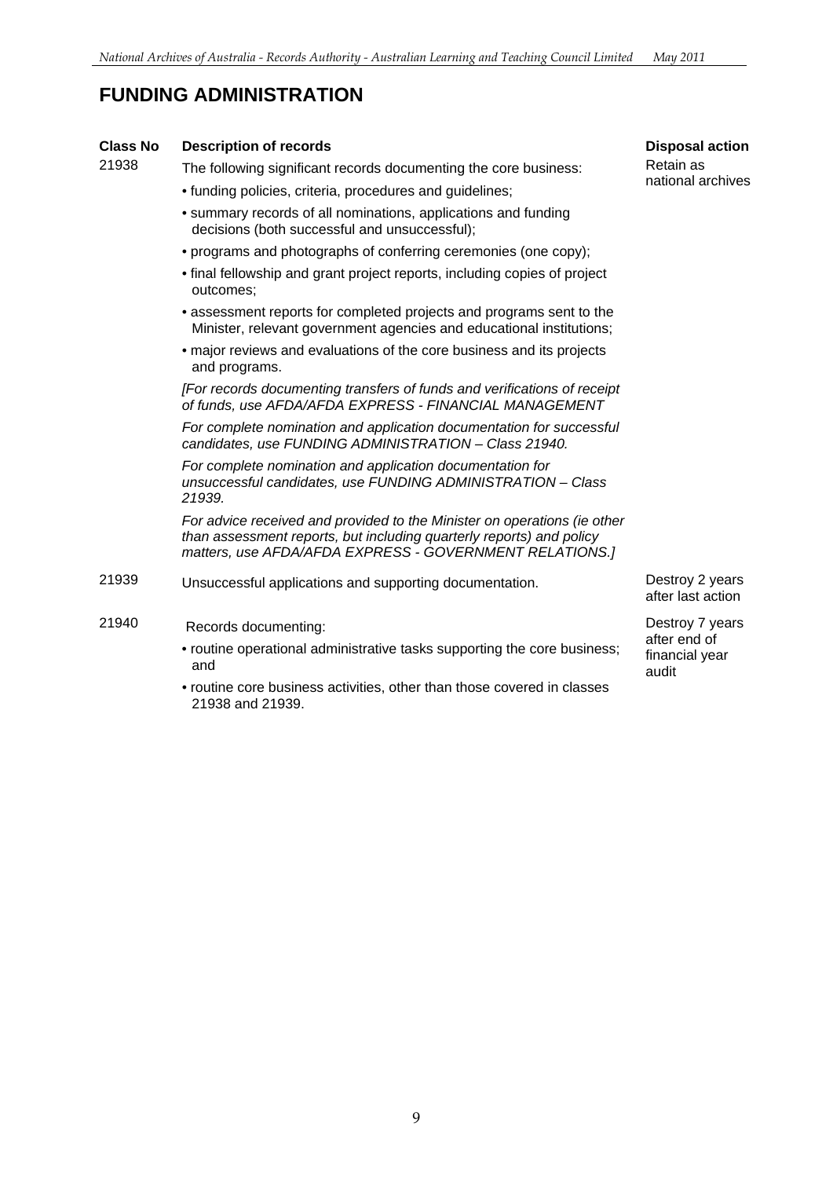# FUNDING ADMINISTRATION

| Class No | Description of records | Disposal action |
| --- | --- | --- |
| 21938 | The following significant records documenting the core business:<br>• funding policies, criteria, procedures and guidelines;<br>• summary records of all nominations, applications and funding decisions (both successful and unsuccessful);<br>• programs and photographs of conferring ceremonies (one copy);<br>• final fellowship and grant project reports, including copies of project outcomes;<br>• assessment reports for completed projects and programs sent to the Minister, relevant government agencies and educational institutions;<br>• major reviews and evaluations of the core business and its projects and programs.<br>*[For records documenting transfers of funds and verifications of receipt of funds, use AFDA/AFDA EXPRESS - FINANCIAL MANAGEMENT*<br>*For complete nomination and application documentation for successful candidates, use FUNDING ADMINISTRATION – Class 21940.*<br>*For complete nomination and application documentation for unsuccessful candidates, use FUNDING ADMINISTRATION – Class 21939.*<br>*For advice received and provided to the Minister on operations (ie other than assessment reports, but including quarterly reports) and policy matters, use AFDA/AFDA EXPRESS - GOVERNMENT RELATIONS.]* | Retain as national archives |
| 21939 | Unsuccessful applications and supporting documentation. | Destroy 2 years after last action |
| 21940 | Records documenting:<br>• routine operational administrative tasks supporting the core business; and<br>• routine core business activities, other than those covered in classes 21938 and 21939. | Destroy 7 years after end of financial year audit |